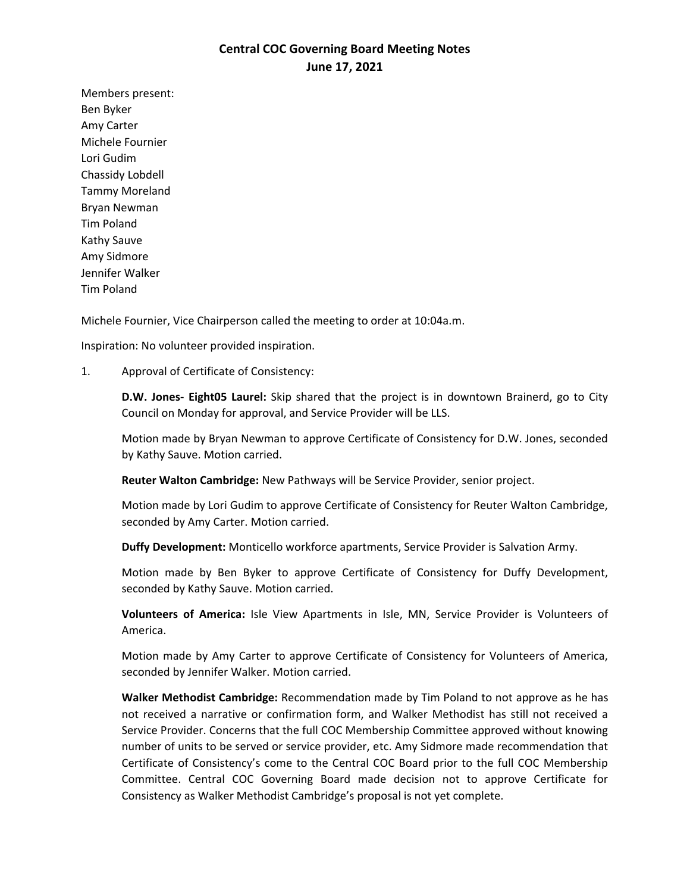# Central COC Governing Board Meeting Notes
## June 17, 2021

Members present:
Ben Byker
Amy Carter
Michele Fournier
Lori Gudim
Chassidy Lobdell
Tammy Moreland
Bryan Newman
Tim Poland
Kathy Sauve
Amy Sidmore
Jennifer Walker
Tim Poland

Michele Fournier, Vice Chairperson called the meeting to order at 10:04a.m.

Inspiration: No volunteer provided inspiration.

1. Approval of Certificate of Consistency:

   **D.W. Jones- Eight05 Laurel:** Skip shared that the project is in downtown Brainerd, go to City Council on Monday for approval, and Service Provider will be LLS.

   Motion made by Bryan Newman to approve Certificate of Consistency for D.W. Jones, seconded by Kathy Sauve. Motion carried.

   **Reuter Walton Cambridge:** New Pathways will be Service Provider, senior project.

   Motion made by Lori Gudim to approve Certificate of Consistency for Reuter Walton Cambridge, seconded by Amy Carter. Motion carried.

   **Duffy Development:** Monticello workforce apartments, Service Provider is Salvation Army.

   Motion made by Ben Byker to approve Certificate of Consistency for Duffy Development, seconded by Kathy Sauve. Motion carried.

   **Volunteers of America:** Isle View Apartments in Isle, MN, Service Provider is Volunteers of America.

   Motion made by Amy Carter to approve Certificate of Consistency for Volunteers of America, seconded by Jennifer Walker. Motion carried.

   **Walker Methodist Cambridge:** Recommendation made by Tim Poland to not approve as he has not received a narrative or confirmation form, and Walker Methodist has still not received a Service Provider. Concerns that the full COC Membership Committee approved without knowing number of units to be served or service provider, etc. Amy Sidmore made recommendation that Certificate of Consistency's come to the Central COC Board prior to the full COC Membership Committee. Central COC Governing Board made decision not to approve Certificate for Consistency as Walker Methodist Cambridge's proposal is not yet complete.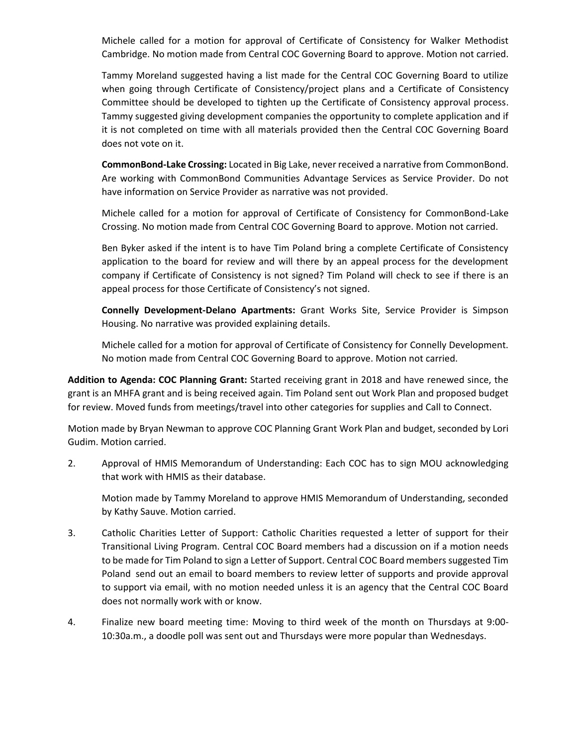Michele called for a motion for approval of Certificate of Consistency for Walker Methodist Cambridge. No motion made from Central COC Governing Board to approve. Motion not carried.

Tammy Moreland suggested having a list made for the Central COC Governing Board to utilize when going through Certificate of Consistency/project plans and a Certificate of Consistency Committee should be developed to tighten up the Certificate of Consistency approval process. Tammy suggested giving development companies the opportunity to complete application and if it is not completed on time with all materials provided then the Central COC Governing Board does not vote on it.

**CommonBond-Lake Crossing:** Located in Big Lake, never received a narrative from CommonBond. Are working with CommonBond Communities Advantage Services as Service Provider. Do not have information on Service Provider as narrative was not provided.

Michele called for a motion for approval of Certificate of Consistency for CommonBond-Lake Crossing. No motion made from Central COC Governing Board to approve. Motion not carried.

Ben Byker asked if the intent is to have Tim Poland bring a complete Certificate of Consistency application to the board for review and will there by an appeal process for the development company if Certificate of Consistency is not signed? Tim Poland will check to see if there is an appeal process for those Certificate of Consistency's not signed.

**Connelly Development-Delano Apartments:** Grant Works Site, Service Provider is Simpson Housing. No narrative was provided explaining details.

Michele called for a motion for approval of Certificate of Consistency for Connelly Development. No motion made from Central COC Governing Board to approve. Motion not carried.

**Addition to Agenda: COC Planning Grant:** Started receiving grant in 2018 and have renewed since, the grant is an MHFA grant and is being received again. Tim Poland sent out Work Plan and proposed budget for review. Moved funds from meetings/travel into other categories for supplies and Call to Connect.

Motion made by Bryan Newman to approve COC Planning Grant Work Plan and budget, seconded by Lori Gudim. Motion carried.

2. Approval of HMIS Memorandum of Understanding: Each COC has to sign MOU acknowledging that work with HMIS as their database.

   Motion made by Tammy Moreland to approve HMIS Memorandum of Understanding, seconded by Kathy Sauve. Motion carried.

3. Catholic Charities Letter of Support: Catholic Charities requested a letter of support for their Transitional Living Program. Central COC Board members had a discussion on if a motion needs to be made for Tim Poland to sign a Letter of Support. Central COC Board members suggested Tim Poland send out an email to board members to review letter of supports and provide approval to support via email, with no motion needed unless it is an agency that the Central COC Board does not normally work with or know.

4. Finalize new board meeting time: Moving to third week of the month on Thursdays at 9:00-10:30a.m., a doodle poll was sent out and Thursdays were more popular than Wednesdays.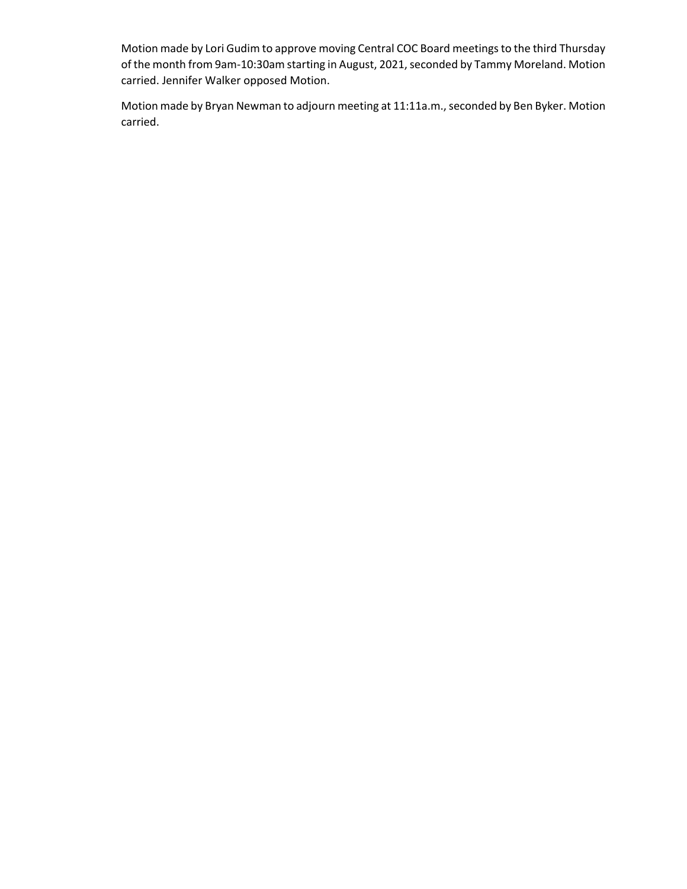Motion made by Lori Gudim to approve moving Central COC Board meetings to the third Thursday of the month from 9am-10:30am starting in August, 2021, seconded by Tammy Moreland. Motion carried. Jennifer Walker opposed Motion.

Motion made by Bryan Newman to adjourn meeting at 11:11a.m., seconded by Ben Byker. Motion carried.